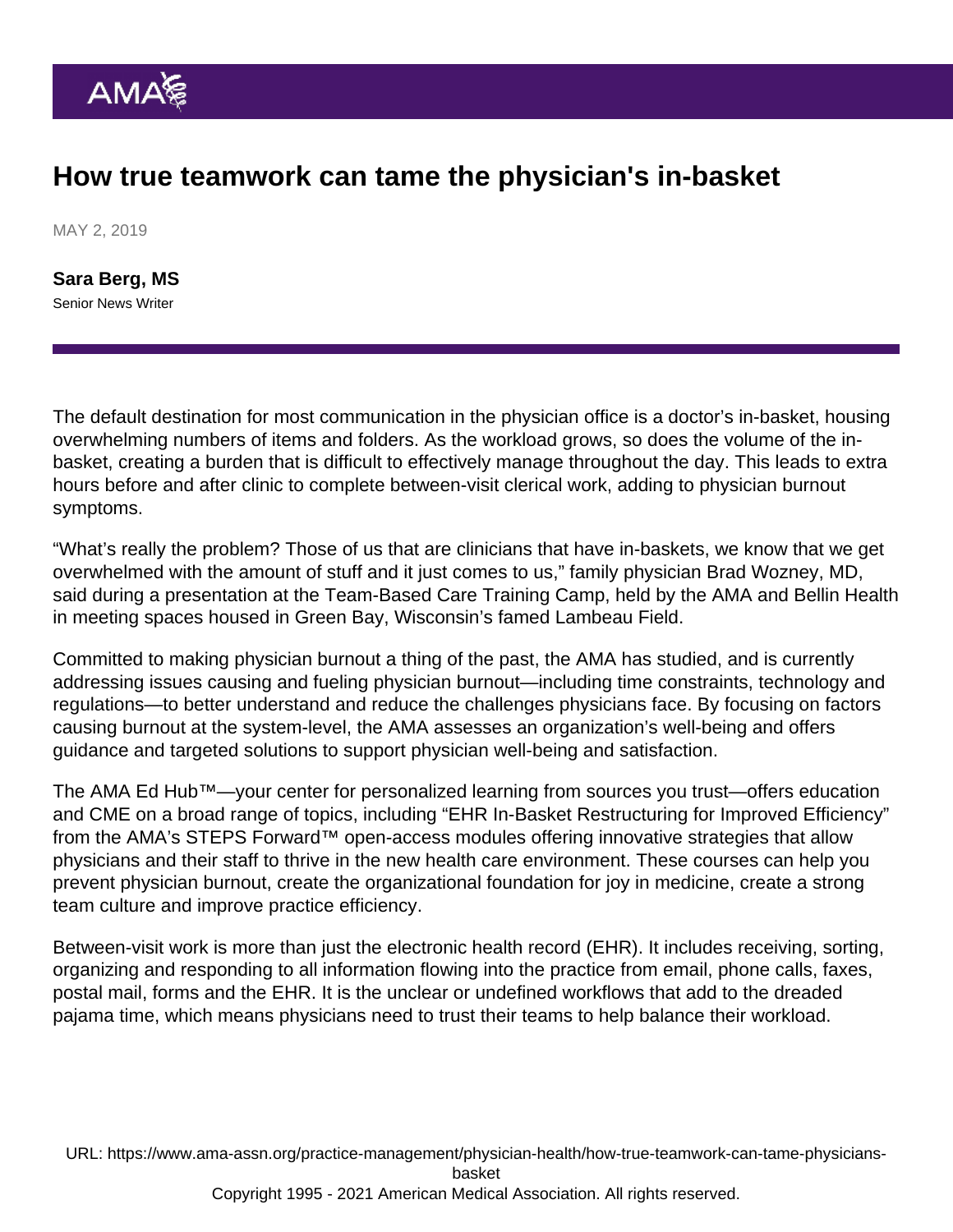# How true teamwork can tame the physician's in-basket

MAY 2, 2019

**Sara Berg, MS**
Senior News Writer

The default destination for most communication in the physician office is a doctor's in-basket, housing overwhelming numbers of items and folders. As the workload grows, so does the volume of the in-basket, creating a burden that is difficult to effectively manage throughout the day. This leads to extra hours before and after clinic to complete between-visit clerical work, adding to physician burnout symptoms.

"What's really the problem? Those of us that are clinicians that have in-baskets, we know that we get overwhelmed with the amount of stuff and it just comes to us," family physician Brad Wozney, MD, said during a presentation at the Team-Based Care Training Camp, held by the AMA and Bellin Health in meeting spaces housed in Green Bay, Wisconsin's famed Lambeau Field.

Committed to making physician burnout a thing of the past, the AMA has studied, and is currently addressing issues causing and fueling physician burnout—including time constraints, technology and regulations—to better understand and reduce the challenges physicians face. By focusing on factors causing burnout at the system-level, the AMA assesses an organization's well-being and offers guidance and targeted solutions to support physician well-being and satisfaction.

The AMA Ed Hub™—your center for personalized learning from sources you trust—offers education and CME on a broad range of topics, including "EHR In-Basket Restructuring for Improved Efficiency" from the AMA's STEPS Forward™ open-access modules offering innovative strategies that allow physicians and their staff to thrive in the new health care environment. These courses can help you prevent physician burnout, create the organizational foundation for joy in medicine, create a strong team culture and improve practice efficiency.

Between-visit work is more than just the electronic health record (EHR). It includes receiving, sorting, organizing and responding to all information flowing into the practice from email, phone calls, faxes, postal mail, forms and the EHR. It is the unclear or undefined workflows that add to the dreaded pajama time, which means physicians need to trust their teams to help balance their workload.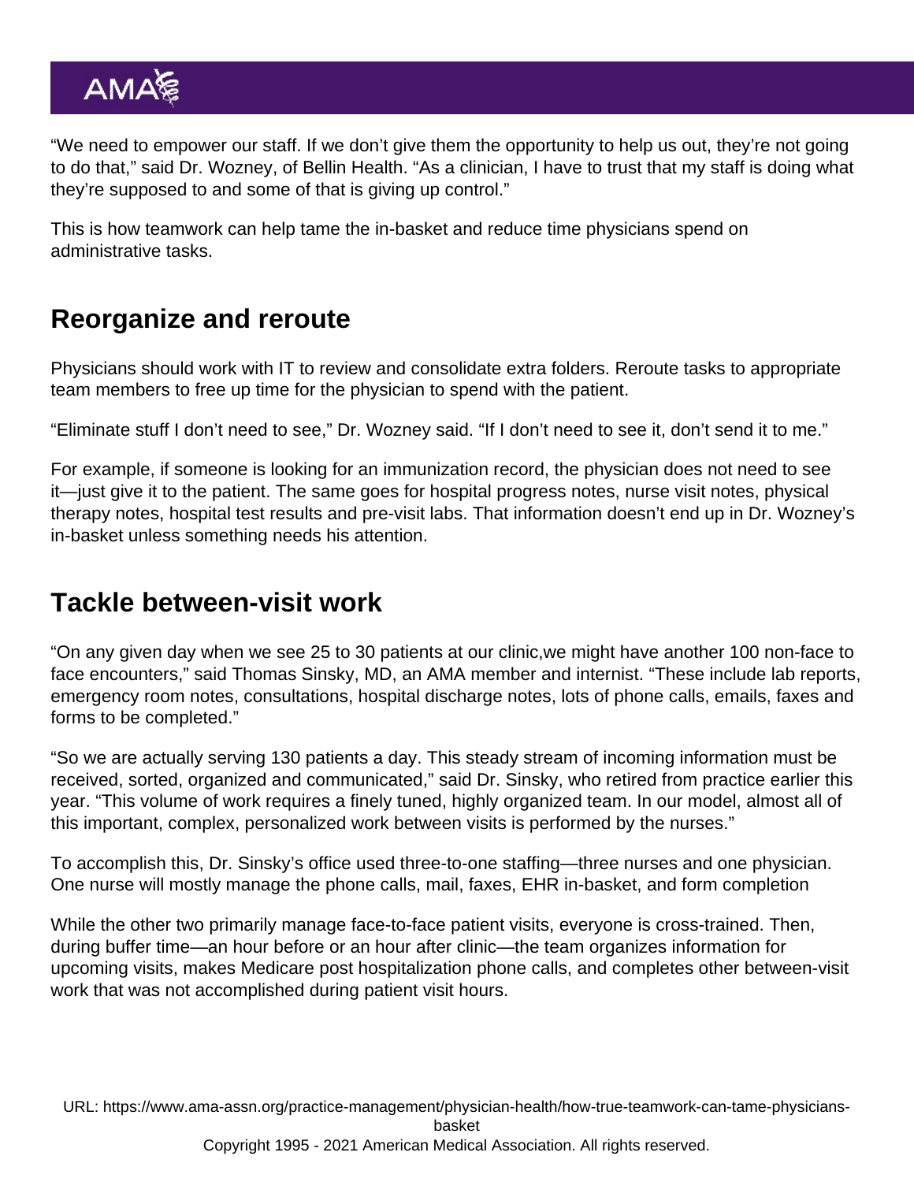"We need to empower our staff. If we don't give them the opportunity to help us out, they're not going to do that," said Dr. Wozney, of Bellin Health. "As a clinician, I have to trust that my staff is doing what they're supposed to and some of that is giving up control."

This is how teamwork can help tame the in-basket and reduce time physicians spend on administrative tasks.

## Reorganize and reroute

Physicians should work with IT to review and consolidate extra folders. Reroute tasks to appropriate team members to free up time for the physician to spend with the patient.

"Eliminate stuff I don't need to see," Dr. Wozney said. "If I don't need to see it, don't send it to me."

For example, if someone is looking for an immunization record, the physician does not need to see it—just give it to the patient. The same goes for hospital progress notes, nurse visit notes, physical therapy notes, hospital test results and pre-visit labs. That information doesn't end up in Dr. Wozney's in-basket unless something needs his attention.

## Tackle between-visit work

"On any given day when we see 25 to 30 patients at our clinic,we might have another 100 non-face to face encounters," said Thomas Sinsky, MD, an AMA member and internist. "These include lab reports, emergency room notes, consultations, hospital discharge notes, lots of phone calls, emails, faxes and forms to be completed."

"So we are actually serving 130 patients a day. This steady stream of incoming information must be received, sorted, organized and communicated," said Dr. Sinsky, who retired from practice earlier this year. "This volume of work requires a finely tuned, highly organized team. In our model, almost all of this important, complex, personalized work between visits is performed by the nurses."

To accomplish this, Dr. Sinsky's office used three-to-one staffing—three nurses and one physician. One nurse will mostly manage the phone calls, mail, faxes, EHR in-basket, and form completion

While the other two primarily manage face-to-face patient visits, everyone is cross-trained. Then, during buffer time—an hour before or an hour after clinic—the team organizes information for upcoming visits, makes Medicare post hospitalization phone calls, and completes other between-visit work that was not accomplished during patient visit hours.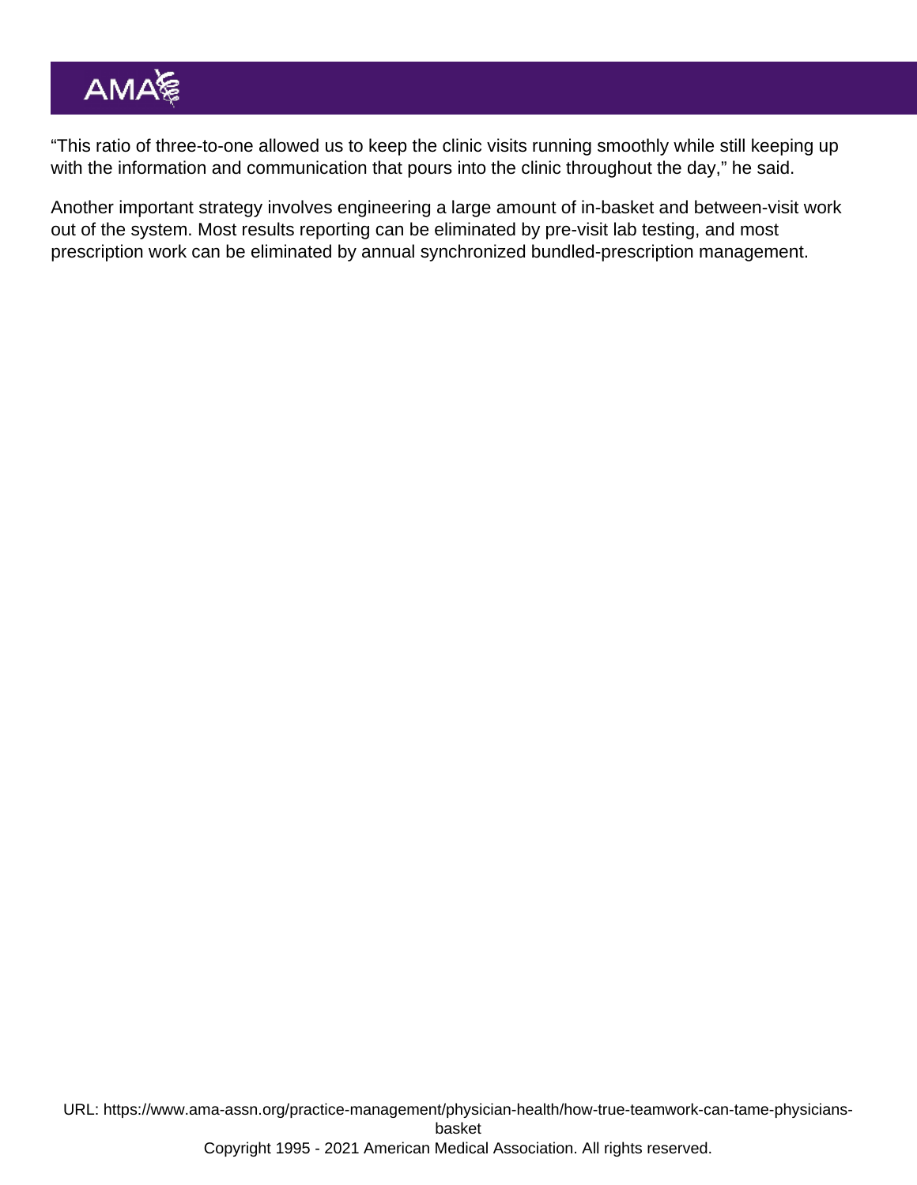"This ratio of three-to-one allowed us to keep the clinic visits running smoothly while still keeping up with the information and communication that pours into the clinic throughout the day," he said.

Another important strategy involves engineering a large amount of in-basket and between-visit work out of the system. Most results reporting can be eliminated by pre-visit lab testing, and most prescription work can be eliminated by annual synchronized bundled-prescription management.